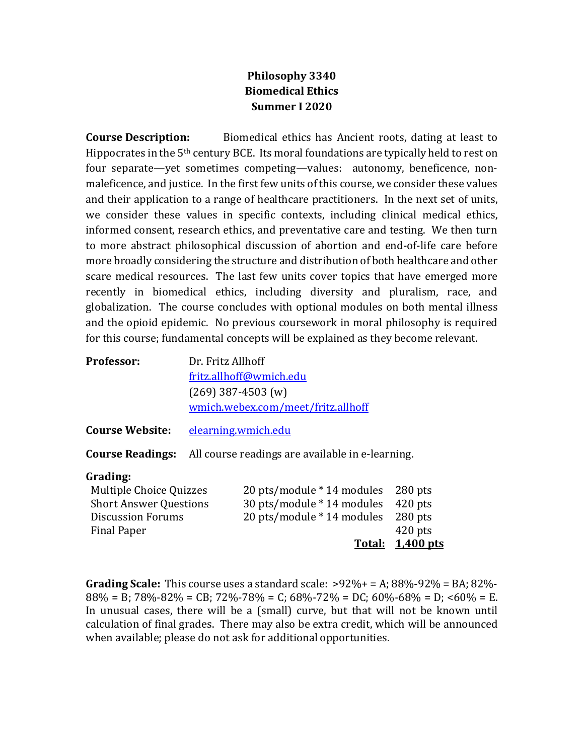**Philosophy 3340**
**Biomedical Ethics**
**Summer I 2020**

**Course Description:** Biomedical ethics has Ancient roots, dating at least to Hippocrates in the 5th century BCE. Its moral foundations are typically held to rest on four separate—yet sometimes competing—values: autonomy, beneficence, non-maleficence, and justice. In the first few units of this course, we consider these values and their application to a range of healthcare practitioners. In the next set of units, we consider these values in specific contexts, including clinical medical ethics, informed consent, research ethics, and preventative care and testing. We then turn to more abstract philosophical discussion of abortion and end-of-life care before more broadly considering the structure and distribution of both healthcare and other scare medical resources. The last few units cover topics that have emerged more recently in biomedical ethics, including diversity and pluralism, race, and globalization. The course concludes with optional modules on both mental illness and the opioid epidemic. No previous coursework in moral philosophy is required for this course; fundamental concepts will be explained as they become relevant.

**Professor:** Dr. Fritz Allhoff
fritz.allhoff@wmich.edu
(269) 387-4503 (w)
wmich.webex.com/meet/fritz.allhoff

**Course Website:** elearning.wmich.edu

**Course Readings:** All course readings are available in e-learning.

**Grading:**

| | | |
|---|---|---|
| Multiple Choice Quizzes | 20 pts/module * 14 modules | 280 pts |
| Short Answer Questions | 30 pts/module * 14 modules | 420 pts |
| Discussion Forums | 20 pts/module * 14 modules | 280 pts |
| Final Paper | | 420 pts |
| | **Total:** | **1,400 pts** |

**Grading Scale:** This course uses a standard scale: >92%+ = A; 88%-92% = BA; 82%-88% = B; 78%-82% = CB; 72%-78% = C; 68%-72% = DC; 60%-68% = D; <60% = E. In unusual cases, there will be a (small) curve, but that will not be known until calculation of final grades. There may also be extra credit, which will be announced when available; please do not ask for additional opportunities.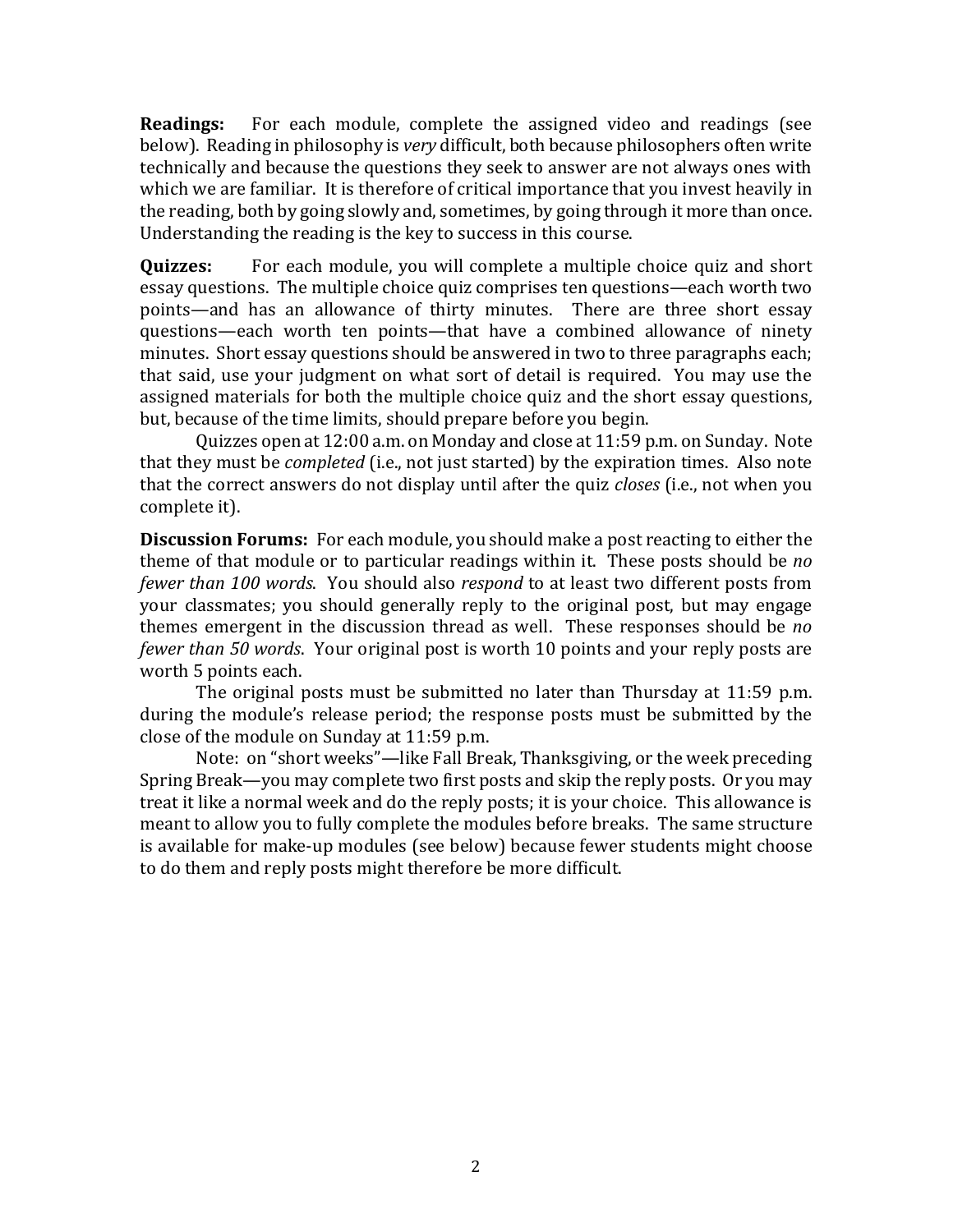**Readings:** For each module, complete the assigned video and readings (see below). Reading in philosophy is *very* difficult, both because philosophers often write technically and because the questions they seek to answer are not always ones with which we are familiar. It is therefore of critical importance that you invest heavily in the reading, both by going slowly and, sometimes, by going through it more than once. Understanding the reading is the key to success in this course.

**Quizzes:** For each module, you will complete a multiple choice quiz and short essay questions. The multiple choice quiz comprises ten questions—each worth two points—and has an allowance of thirty minutes. There are three short essay questions—each worth ten points—that have a combined allowance of ninety minutes. Short essay questions should be answered in two to three paragraphs each; that said, use your judgment on what sort of detail is required. You may use the assigned materials for both the multiple choice quiz and the short essay questions, but, because of the time limits, should prepare before you begin.

Quizzes open at 12:00 a.m. on Monday and close at 11:59 p.m. on Sunday. Note that they must be *completed* (i.e., not just started) by the expiration times. Also note that the correct answers do not display until after the quiz *closes* (i.e., not when you complete it).

**Discussion Forums:** For each module, you should make a post reacting to either the theme of that module or to particular readings within it. These posts should be *no fewer than 100 words*. You should also *respond* to at least two different posts from your classmates; you should generally reply to the original post, but may engage themes emergent in the discussion thread as well. These responses should be *no fewer than 50 words*. Your original post is worth 10 points and your reply posts are worth 5 points each.

The original posts must be submitted no later than Thursday at 11:59 p.m. during the module's release period; the response posts must be submitted by the close of the module on Sunday at 11:59 p.m.

Note: on "short weeks"—like Fall Break, Thanksgiving, or the week preceding Spring Break—you may complete two first posts and skip the reply posts. Or you may treat it like a normal week and do the reply posts; it is your choice. This allowance is meant to allow you to fully complete the modules before breaks. The same structure is available for make-up modules (see below) because fewer students might choose to do them and reply posts might therefore be more difficult.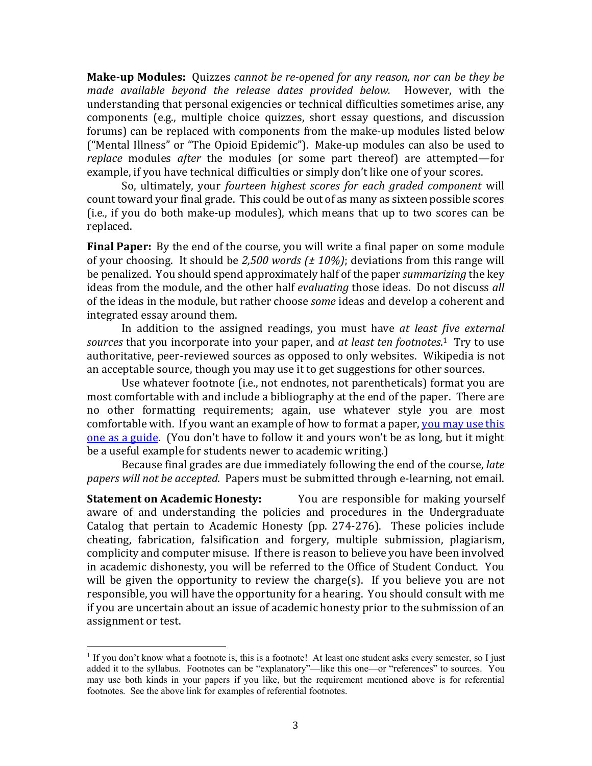**Make-up Modules:** Quizzes *cannot be re-opened for any reason, nor can be they be made available beyond the release dates provided below.* However, with the understanding that personal exigencies or technical difficulties sometimes arise, any components (e.g., multiple choice quizzes, short essay questions, and discussion forums) can be replaced with components from the make-up modules listed below ("Mental Illness" or "The Opioid Epidemic"). Make-up modules can also be used to *replace* modules *after* the modules (or some part thereof) are attempted—for example, if you have technical difficulties or simply don't like one of your scores.

So, ultimately, your *fourteen highest scores for each graded component* will count toward your final grade. This could be out of as many as sixteen possible scores (i.e., if you do both make-up modules), which means that up to two scores can be replaced.

**Final Paper:** By the end of the course, you will write a final paper on some module of your choosing. It should be *2,500 words (± 10%)*; deviations from this range will be penalized. You should spend approximately half of the paper *summarizing* the key ideas from the module, and the other half *evaluating* those ideas. Do not discuss *all* of the ideas in the module, but rather choose *some* ideas and develop a coherent and integrated essay around them.

In addition to the assigned readings, you must have *at least five external sources* that you incorporate into your paper, and *at least ten footnotes*.[1] Try to use authoritative, peer-reviewed sources as opposed to only websites. Wikipedia is not an acceptable source, though you may use it to get suggestions for other sources.

Use whatever footnote (i.e., not endnotes, not parentheticals) format you are most comfortable with and include a bibliography at the end of the paper. There are no other formatting requirements; again, use whatever style you are most comfortable with. If you want an example of how to format a paper, you may use this one as a guide. (You don't have to follow it and yours won't be as long, but it might be a useful example for students newer to academic writing.)

Because final grades are due immediately following the end of the course, *late papers will not be accepted*. Papers must be submitted through e-learning, not email.

**Statement on Academic Honesty:** You are responsible for making yourself aware of and understanding the policies and procedures in the Undergraduate Catalog that pertain to Academic Honesty (pp. 274-276). These policies include cheating, fabrication, falsification and forgery, multiple submission, plagiarism, complicity and computer misuse. If there is reason to believe you have been involved in academic dishonesty, you will be referred to the Office of Student Conduct. You will be given the opportunity to review the charge(s). If you believe you are not responsible, you will have the opportunity for a hearing. You should consult with me if you are uncertain about an issue of academic honesty prior to the submission of an assignment or test.

---

[1] If you don't know what a footnote is, this is a footnote! At least one student asks every semester, so I just added it to the syllabus. Footnotes can be "explanatory"—like this one—or "references" to sources. You may use both kinds in your papers if you like, but the requirement mentioned above is for referential footnotes. See the above link for examples of referential footnotes.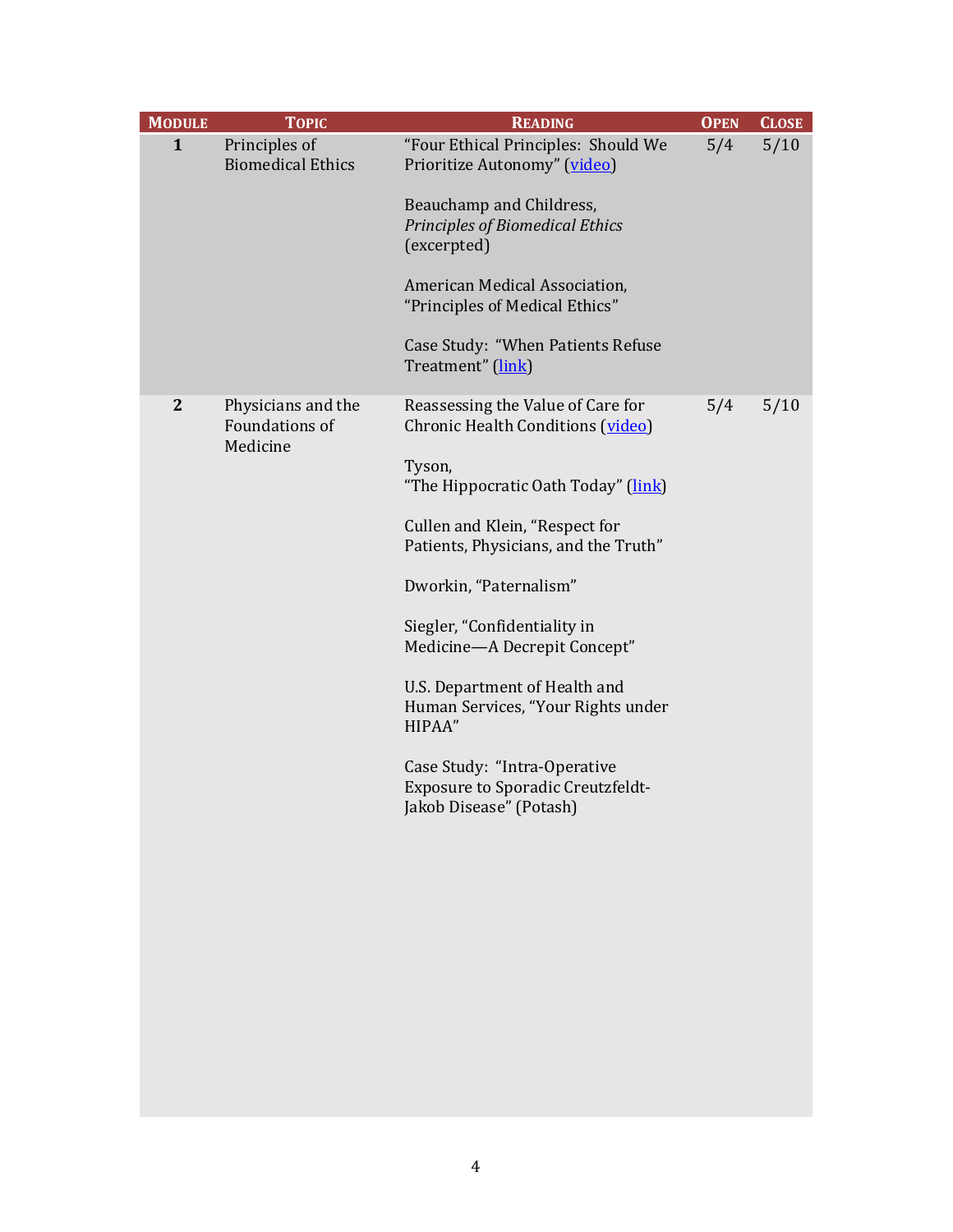| Module | Topic | Reading | Open | Close |
|---|---|---|---|---|
| **1** | Principles of Biomedical Ethics | "Four Ethical Principles: Should We Prioritize Autonomy" (video)<br><br>Beauchamp and Childress, *Principles of Biomedical Ethics* (excerpted)<br><br>American Medical Association, "Principles of Medical Ethics"<br><br>Case Study: "When Patients Refuse Treatment" (link) | 5/4 | 5/10 |
| **2** | Physicians and the Foundations of Medicine | Reassessing the Value of Care for Chronic Health Conditions (video)<br><br>Tyson, "The Hippocratic Oath Today" (link)<br><br>Cullen and Klein, "Respect for Patients, Physicians, and the Truth"<br><br>Dworkin, "Paternalism"<br><br>Siegler, "Confidentiality in Medicine—A Decrepit Concept"<br><br>U.S. Department of Health and Human Services, "Your Rights under HIPAA"<br><br>Case Study: "Intra-Operative Exposure to Sporadic Creutzfeldt-Jakob Disease" (Potash) | 5/4 | 5/10 |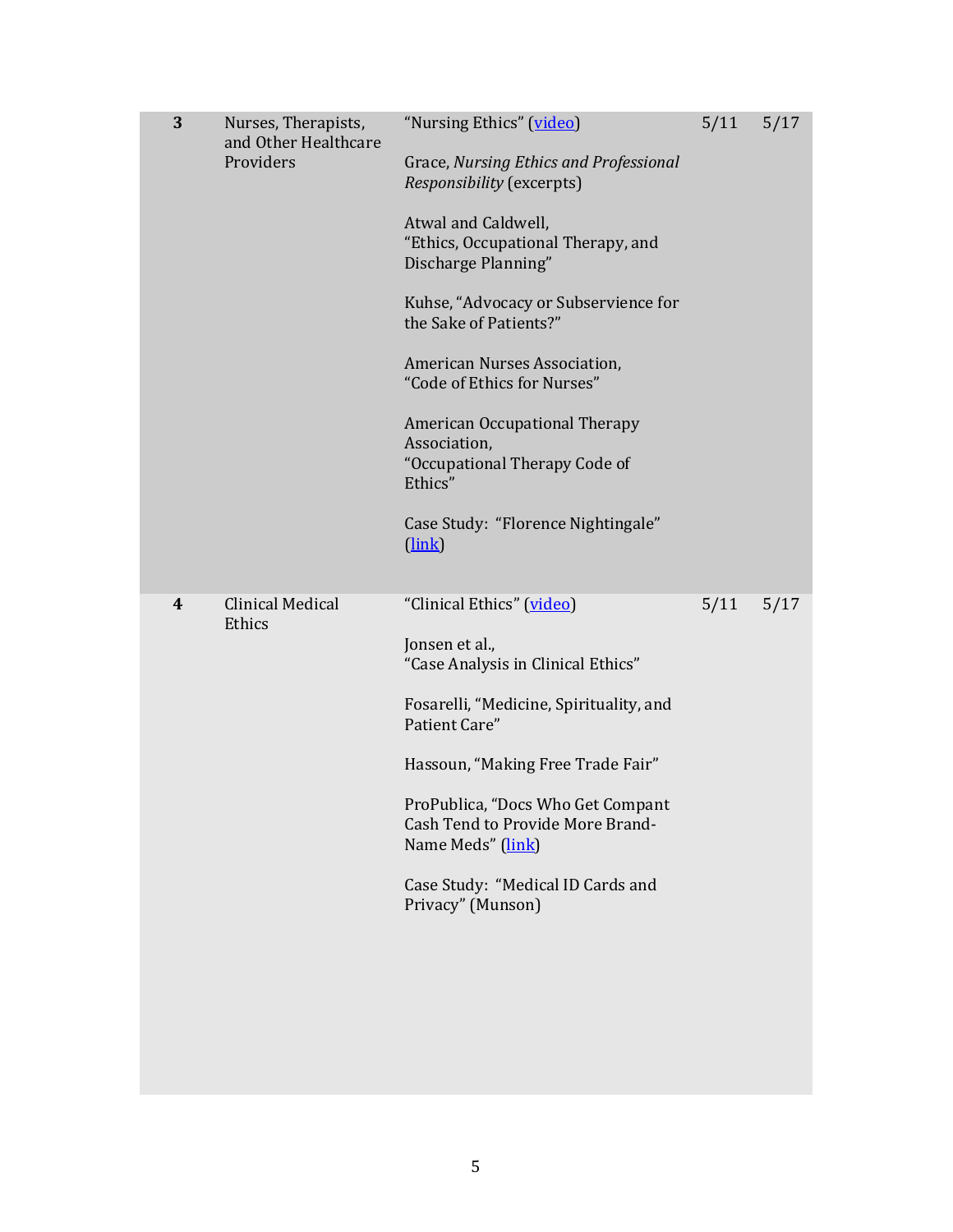| | | | | |
|---|---|---|---|---|
| **3** | Nurses, Therapists, and Other Healthcare Providers | "Nursing Ethics" (video)<br><br>Grace, *Nursing Ethics and Professional Responsibility* (excerpts)<br><br>Atwal and Caldwell, "Ethics, Occupational Therapy, and Discharge Planning"<br><br>Kuhse, "Advocacy or Subservience for the Sake of Patients?"<br><br>American Nurses Association, "Code of Ethics for Nurses"<br><br>American Occupational Therapy Association, "Occupational Therapy Code of Ethics"<br><br>Case Study: "Florence Nightingale" (link) | 5/11 | 5/17 |
| **4** | Clinical Medical Ethics | "Clinical Ethics" (video)<br><br>Jonsen et al., "Case Analysis in Clinical Ethics"<br><br>Fosarelli, "Medicine, Spirituality, and Patient Care"<br><br>Hassoun, "Making Free Trade Fair"<br><br>ProPublica, "Docs Who Get Compant Cash Tend to Provide More Brand-Name Meds" (link)<br><br>Case Study: "Medical ID Cards and Privacy" (Munson) | 5/11 | 5/17 |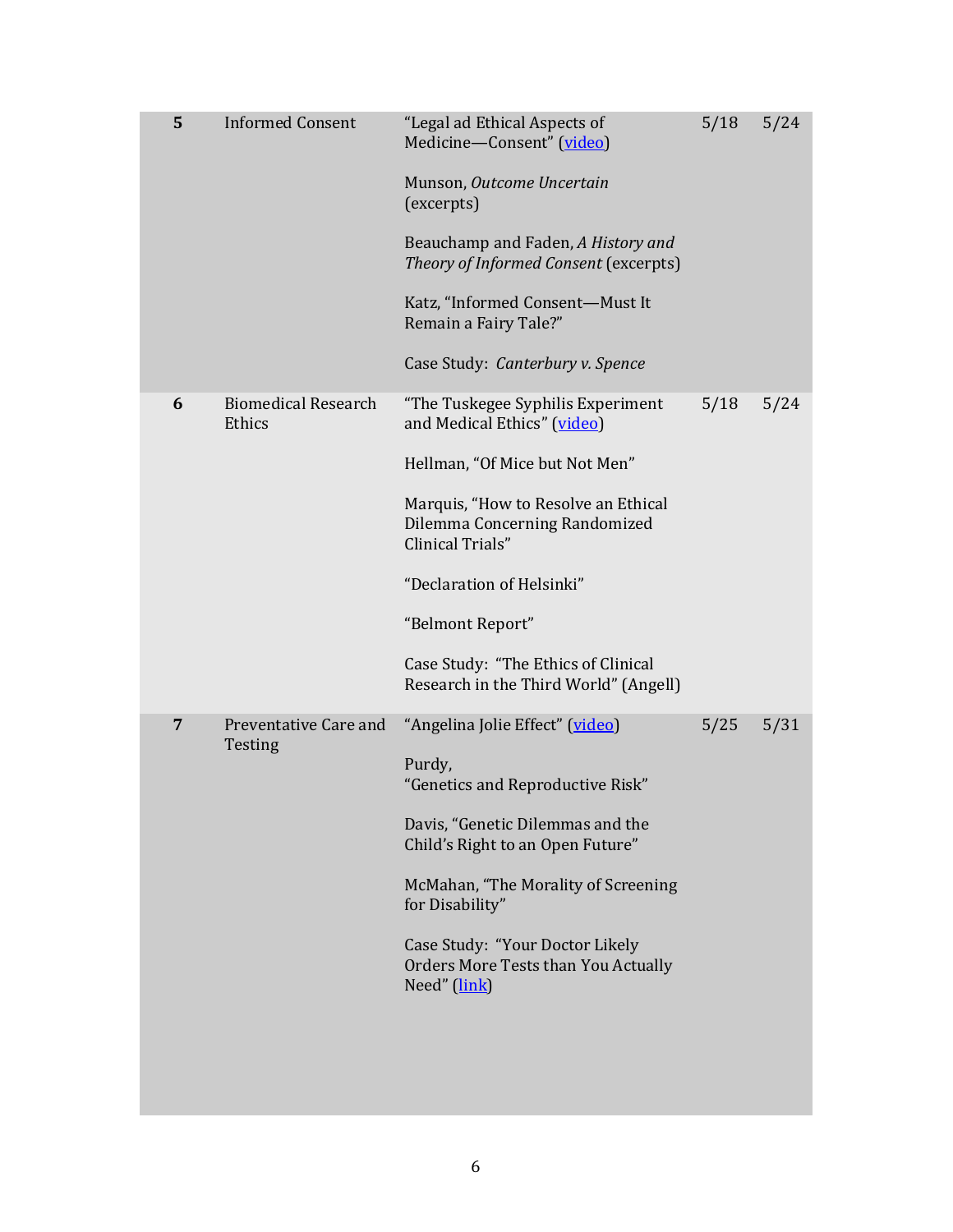| | | | | |
|---|---|---|---|---|
| **5** | Informed Consent | "Legal ad Ethical Aspects of Medicine—Consent" (video)<br><br>Munson, *Outcome Uncertain* (excerpts)<br><br>Beauchamp and Faden, *A History and Theory of Informed Consent* (excerpts)<br><br>Katz, "Informed Consent—Must It Remain a Fairy Tale?"<br><br>Case Study: *Canterbury v. Spence* | 5/18 | 5/24 |
| **6** | Biomedical Research Ethics | "The Tuskegee Syphilis Experiment and Medical Ethics" (video)<br><br>Hellman, "Of Mice but Not Men"<br><br>Marquis, "How to Resolve an Ethical Dilemma Concerning Randomized Clinical Trials"<br><br>"Declaration of Helsinki"<br><br>"Belmont Report"<br><br>Case Study: "The Ethics of Clinical Research in the Third World" (Angell) | 5/18 | 5/24 |
| **7** | Preventative Care and Testing | "Angelina Jolie Effect" (video)<br><br>Purdy, "Genetics and Reproductive Risk"<br><br>Davis, "Genetic Dilemmas and the Child's Right to an Open Future"<br><br>McMahan, "The Morality of Screening for Disability"<br><br>Case Study: "Your Doctor Likely Orders More Tests than You Actually Need" (link) | 5/25 | 5/31 |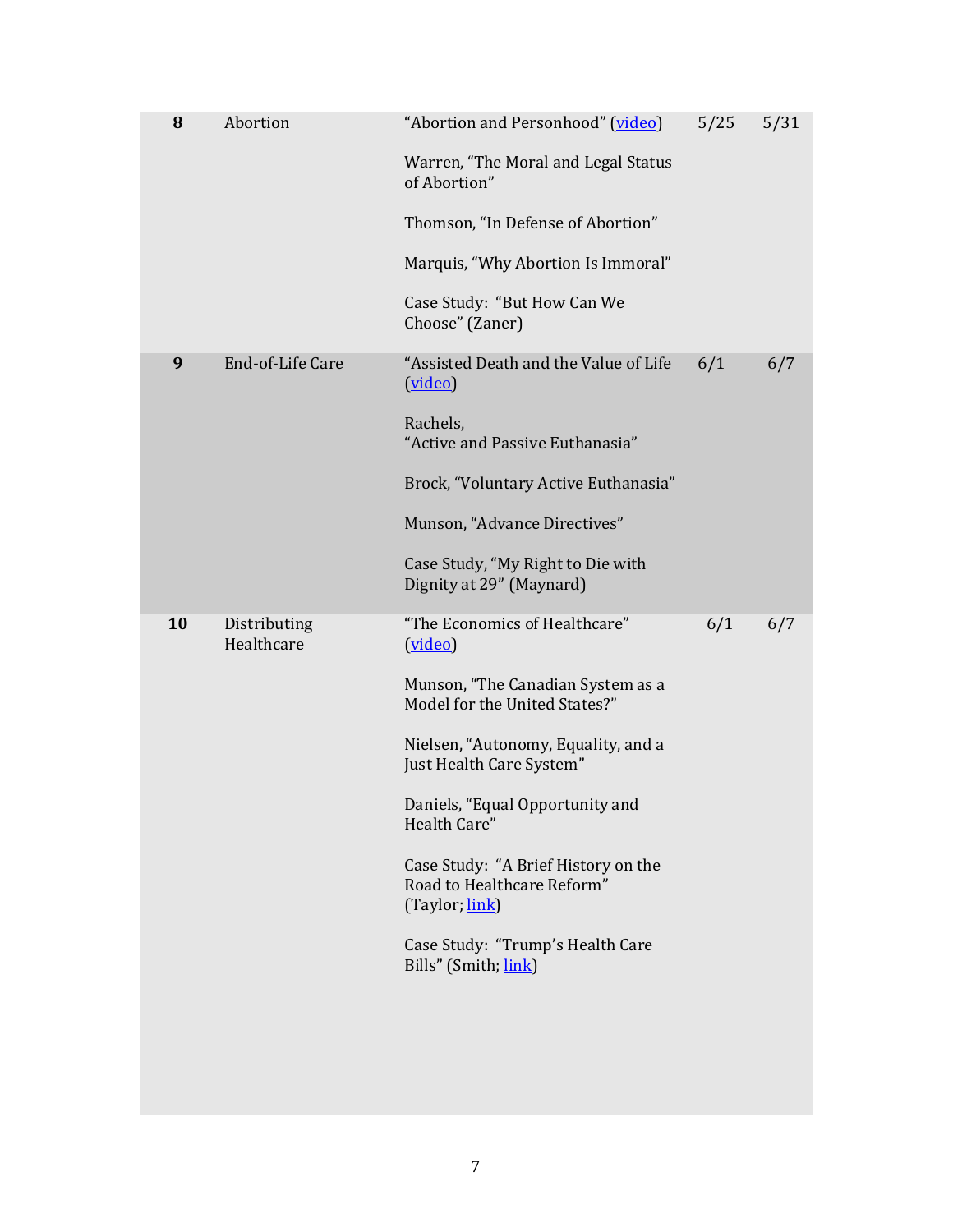| | | | | |
|---|---|---|---|---|
| **8** | Abortion | "Abortion and Personhood" (video)<br><br>Warren, "The Moral and Legal Status of Abortion"<br><br>Thomson, "In Defense of Abortion"<br><br>Marquis, "Why Abortion Is Immoral"<br><br>Case Study: "But How Can We Choose" (Zaner) | 5/25 | 5/31 |
| **9** | End-of-Life Care | "Assisted Death and the Value of Life (video)<br><br>Rachels, "Active and Passive Euthanasia"<br><br>Brock, "Voluntary Active Euthanasia"<br><br>Munson, "Advance Directives"<br><br>Case Study, "My Right to Die with Dignity at 29" (Maynard) | 6/1 | 6/7 |
| **10** | Distributing Healthcare | "The Economics of Healthcare" (video)<br><br>Munson, "The Canadian System as a Model for the United States?"<br><br>Nielsen, "Autonomy, Equality, and a Just Health Care System"<br><br>Daniels, "Equal Opportunity and Health Care"<br><br>Case Study: "A Brief History on the Road to Healthcare Reform" (Taylor; link)<br><br>Case Study: "Trump's Health Care Bills" (Smith; link) | 6/1 | 6/7 |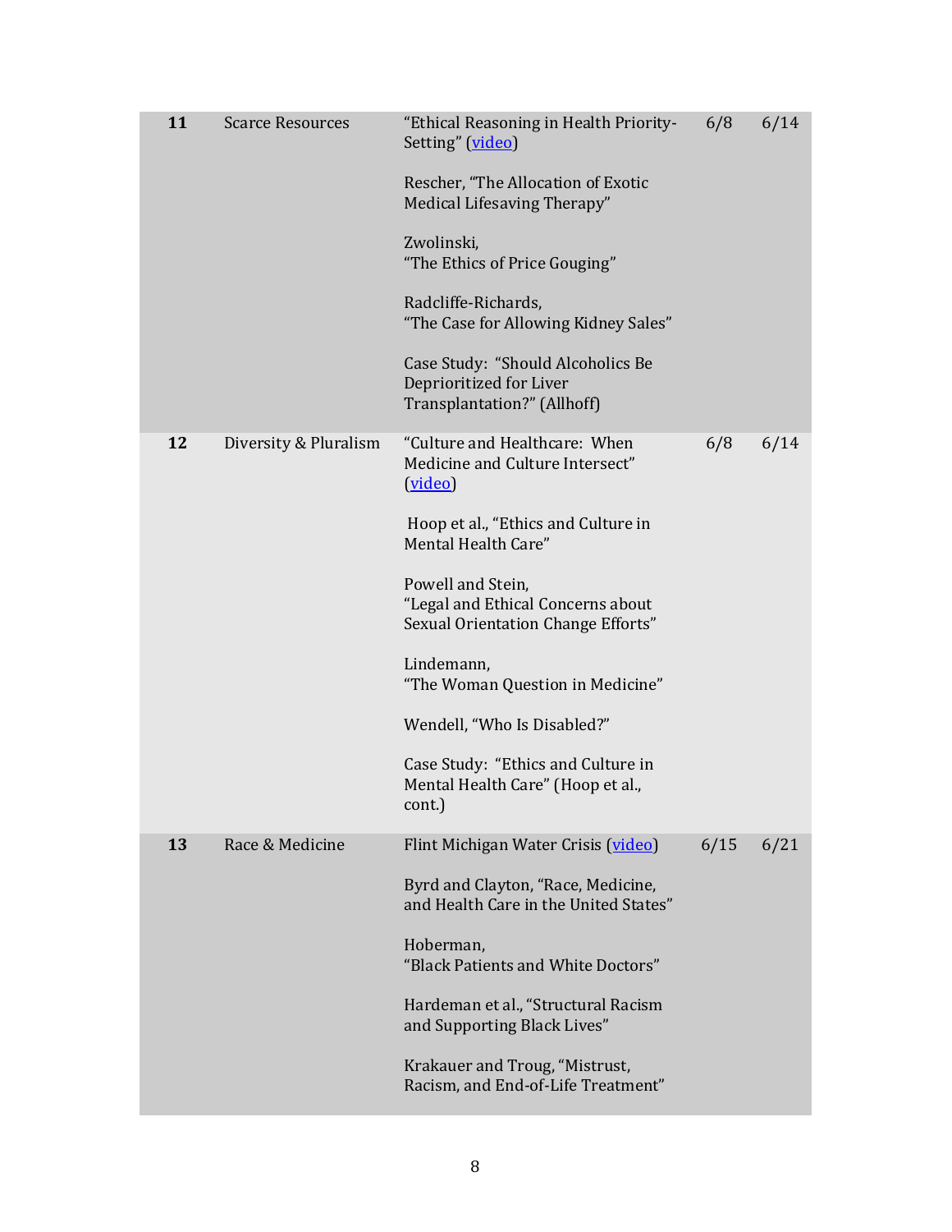| | | | | |
|---|---|---|---|---|
| **11** | Scarce Resources | "Ethical Reasoning in Health Priority-Setting" (video)<br><br>Rescher, "The Allocation of Exotic Medical Lifesaving Therapy"<br><br>Zwolinski, "The Ethics of Price Gouging"<br><br>Radcliffe-Richards, "The Case for Allowing Kidney Sales"<br><br>Case Study: "Should Alcoholics Be Deprioritized for Liver Transplantation?" (Allhoff) | 6/8 | 6/14 |
| **12** | Diversity & Pluralism | "Culture and Healthcare: When Medicine and Culture Intersect" (video)<br><br>Hoop et al., "Ethics and Culture in Mental Health Care"<br><br>Powell and Stein, "Legal and Ethical Concerns about Sexual Orientation Change Efforts"<br><br>Lindemann, "The Woman Question in Medicine"<br><br>Wendell, "Who Is Disabled?"<br><br>Case Study: "Ethics and Culture in Mental Health Care" (Hoop et al., cont.) | 6/8 | 6/14 |
| **13** | Race & Medicine | Flint Michigan Water Crisis (video)<br><br>Byrd and Clayton, "Race, Medicine, and Health Care in the United States"<br><br>Hoberman, "Black Patients and White Doctors"<br><br>Hardeman et al., "Structural Racism and Supporting Black Lives"<br><br>Krakauer and Troug, "Mistrust, Racism, and End-of-Life Treatment" | 6/15 | 6/21 |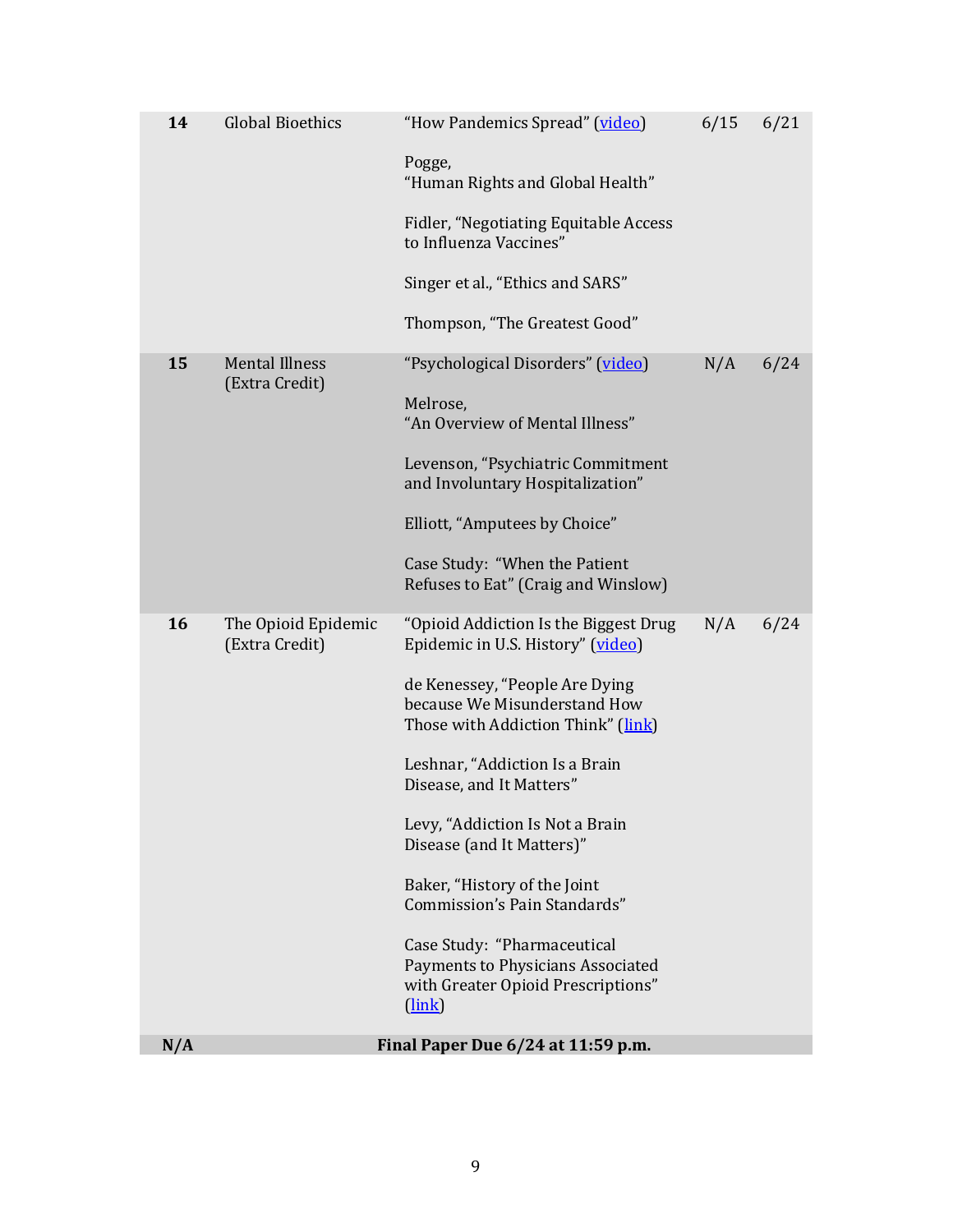| | | | | |
|---|---|---|---|---|
| **14** | Global Bioethics | "How Pandemics Spread" (video)<br><br>Pogge, "Human Rights and Global Health"<br><br>Fidler, "Negotiating Equitable Access to Influenza Vaccines"<br><br>Singer et al., "Ethics and SARS"<br><br>Thompson, "The Greatest Good" | 6/15 | 6/21 |
| **15** | Mental Illness (Extra Credit) | "Psychological Disorders" (video)<br><br>Melrose, "An Overview of Mental Illness"<br><br>Levenson, "Psychiatric Commitment and Involuntary Hospitalization"<br><br>Elliott, "Amputees by Choice"<br><br>Case Study: "When the Patient Refuses to Eat" (Craig and Winslow) | N/A | 6/24 |
| **16** | The Opioid Epidemic (Extra Credit) | "Opioid Addiction Is the Biggest Drug Epidemic in U.S. History" (video)<br><br>de Kenessey, "People Are Dying because We Misunderstand How Those with Addiction Think" (link)<br><br>Leshnar, "Addiction Is a Brain Disease, and It Matters"<br><br>Levy, "Addiction Is Not a Brain Disease (and It Matters)"<br><br>Baker, "History of the Joint Commission's Pain Standards"<br><br>Case Study: "Pharmaceutical Payments to Physicians Associated with Greater Opioid Prescriptions" (link) | N/A | 6/24 |
| **N/A** | **Final Paper Due 6/24 at 11:59 p.m.** | | | |